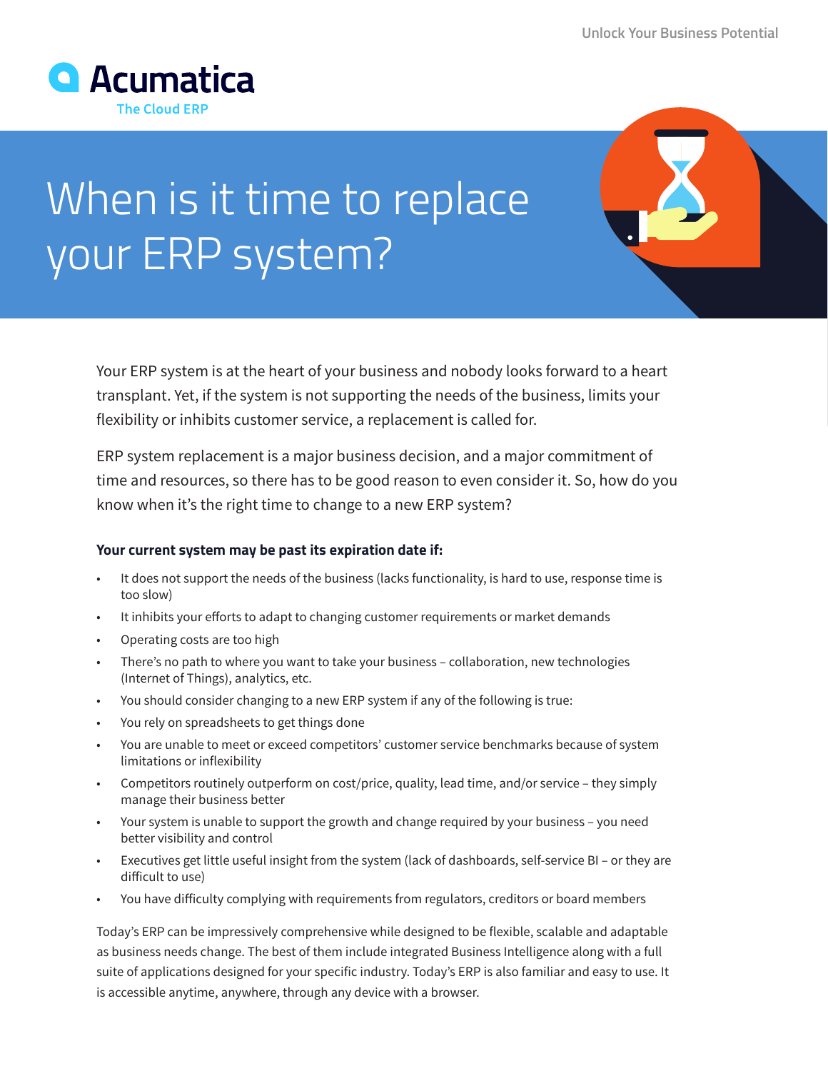Acumatica
The Cloud ERP

# When is it time to replace your ERP system?

Your ERP system is at the heart of your business and nobody looks forward to a heart transplant. Yet, if the system is not supporting the needs of the business, limits your flexibility or inhibits customer service, a replacement is called for.

ERP system replacement is a major business decision, and a major commitment of time and resources, so there has to be good reason to even consider it. So, how do you know when it's the right time to change to a new ERP system?

**Your current system may be past its expiration date if:**

- It does not support the needs of the business (lacks functionality, is hard to use, response time is too slow)
- It inhibits your efforts to adapt to changing customer requirements or market demands
- Operating costs are too high
- There's no path to where you want to take your business – collaboration, new technologies (Internet of Things), analytics, etc.
- You should consider changing to a new ERP system if any of the following is true:
- You rely on spreadsheets to get things done
- You are unable to meet or exceed competitors' customer service benchmarks because of system limitations or inflexibility
- Competitors routinely outperform on cost/price, quality, lead time, and/or service – they simply manage their business better
- Your system is unable to support the growth and change required by your business – you need better visibility and control
- Executives get little useful insight from the system (lack of dashboards, self-service BI – or they are difficult to use)
- You have difficulty complying with requirements from regulators, creditors or board members

Today's ERP can be impressively comprehensive while designed to be flexible, scalable and adaptable as business needs change. The best of them include integrated Business Intelligence along with a full suite of applications designed for your specific industry. Today's ERP is also familiar and easy to use. It is accessible anytime, anywhere, through any device with a browser.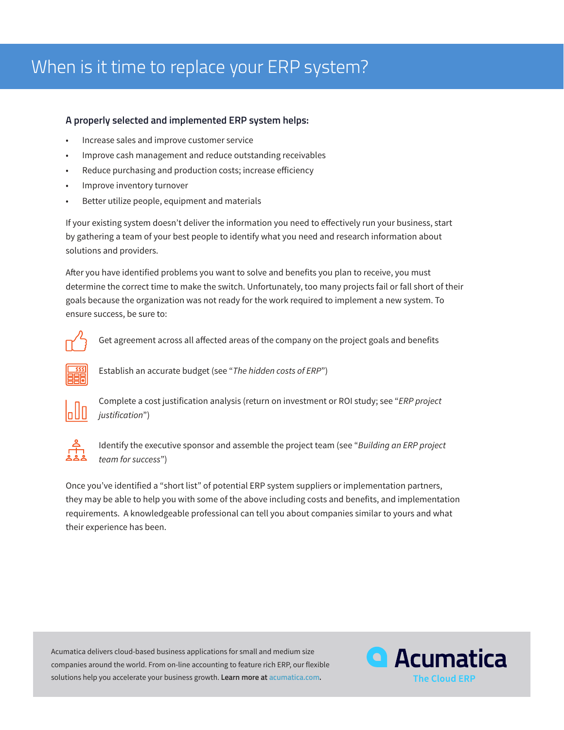# When is it time to replace your ERP system?

**A properly selected and implemented ERP system helps:**

- Increase sales and improve customer service
- Improve cash management and reduce outstanding receivables
- Reduce purchasing and production costs; increase efficiency
- Improve inventory turnover
- Better utilize people, equipment and materials

If your existing system doesn't deliver the information you need to effectively run your business, start by gathering a team of your best people to identify what you need and research information about solutions and providers.

After you have identified problems you want to solve and benefits you plan to receive, you must determine the correct time to make the switch. Unfortunately, too many projects fail or fall short of their goals because the organization was not ready for the work required to implement a new system. To ensure success, be sure to:

- Get agreement across all affected areas of the company on the project goals and benefits
- Establish an accurate budget (see "*The hidden costs of ERP*")
- Complete a cost justification analysis (return on investment or ROI study; see "*ERP project justification*")
- Identify the executive sponsor and assemble the project team (see "*Building an ERP project team for success*")

Once you've identified a "short list" of potential ERP system suppliers or implementation partners, they may be able to help you with some of the above including costs and benefits, and implementation requirements. A knowledgeable professional can tell you about companies similar to yours and what their experience has been.

Acumatica delivers cloud-based business applications for small and medium size companies around the world. From on-line accounting to feature rich ERP, our flexible solutions help you accelerate your business growth. **Learn more at** acumatica.com.

Acumatica
The Cloud ERP